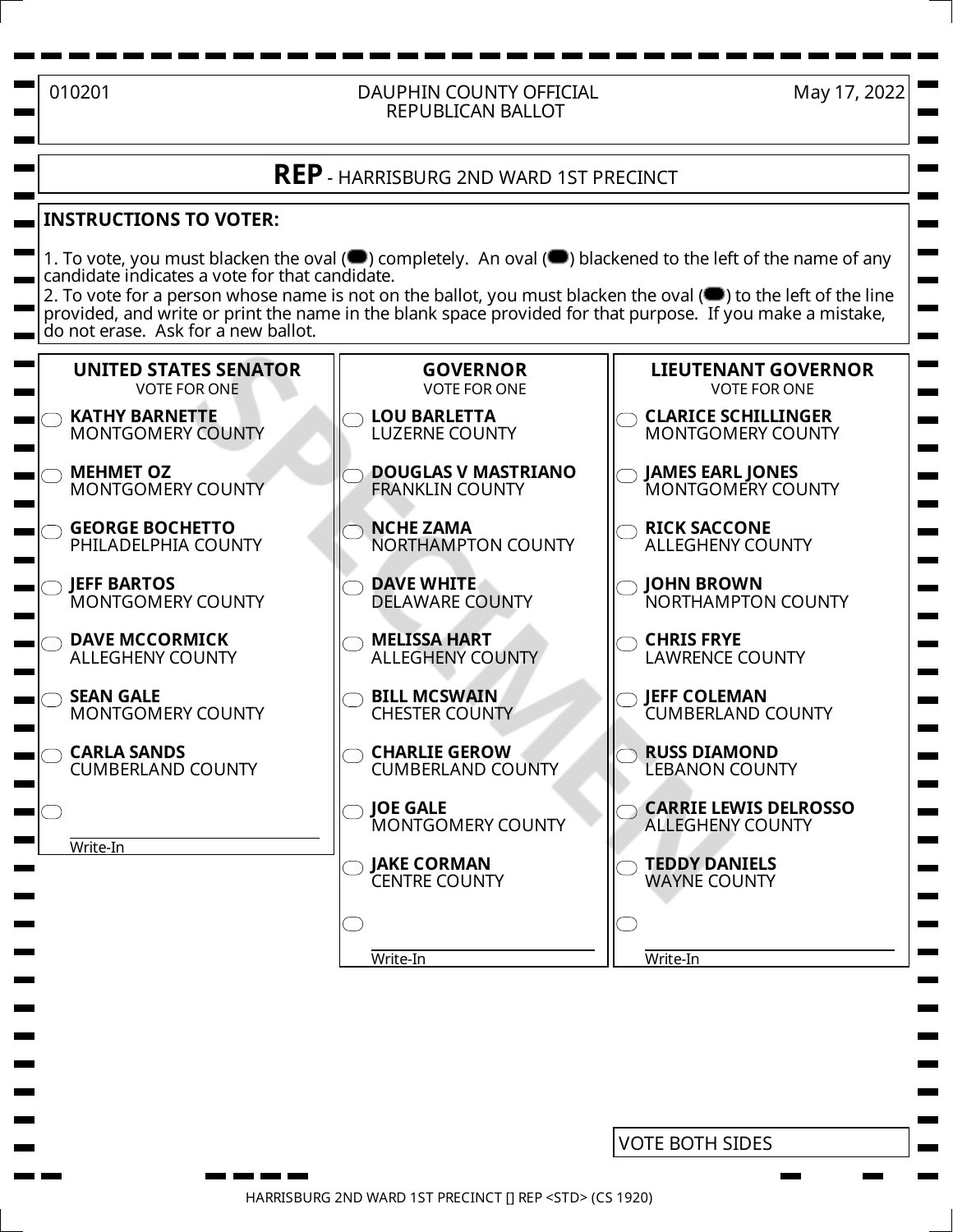010201

DAUPHIN COUNTY OFFICIAL
REPUBLICAN BALLOT

May 17, 2022

# REP - HARRISBURG 2ND WARD 1ST PRECINCT

**INSTRUCTIONS TO VOTER:**

1. To vote, you must blacken the oval (⬬) completely. An oval (⬬) blackened to the left of the name of any candidate indicates a vote for that candidate.
2. To vote for a person whose name is not on the ballot, you must blacken the oval (⬬) to the left of the line provided, and write or print the name in the blank space provided for that purpose. If you make a mistake, do not erase. Ask for a new ballot.

## UNITED STATES SENATOR
VOTE FOR ONE

- **KATHY BARNETTE** MONTGOMERY COUNTY
- **MEHMET OZ** MONTGOMERY COUNTY
- **GEORGE BOCHETTO** PHILADELPHIA COUNTY
- **JEFF BARTOS** MONTGOMERY COUNTY
- **DAVE MCCORMICK** ALLEGHENY COUNTY
- **SEAN GALE** MONTGOMERY COUNTY
- **CARLA SANDS** CUMBERLAND COUNTY
- Write-In

## GOVERNOR
VOTE FOR ONE

- **LOU BARLETTA** LUZERNE COUNTY
- **DOUGLAS V MASTRIANO** FRANKLIN COUNTY
- **NCHE ZAMA** NORTHAMPTON COUNTY
- **DAVE WHITE** DELAWARE COUNTY
- **MELISSA HART** ALLEGHENY COUNTY
- **BILL MCSWAIN** CHESTER COUNTY
- **CHARLIE GEROW** CUMBERLAND COUNTY
- **JOE GALE** MONTGOMERY COUNTY
- **JAKE CORMAN** CENTRE COUNTY
- Write-In

## LIEUTENANT GOVERNOR
VOTE FOR ONE

- **CLARICE SCHILLINGER** MONTGOMERY COUNTY
- **JAMES EARL JONES** MONTGOMERY COUNTY
- **RICK SACCONE** ALLEGHENY COUNTY
- **JOHN BROWN** NORTHAMPTON COUNTY
- **CHRIS FRYE** LAWRENCE COUNTY
- **JEFF COLEMAN** CUMBERLAND COUNTY
- **RUSS DIAMOND** LEBANON COUNTY
- **CARRIE LEWIS DELROSSO** ALLEGHENY COUNTY
- **TEDDY DANIELS** WAYNE COUNTY
- Write-In

VOTE BOTH SIDES

HARRISBURG 2ND WARD 1ST PRECINCT [] REP <STD> (CS 1920)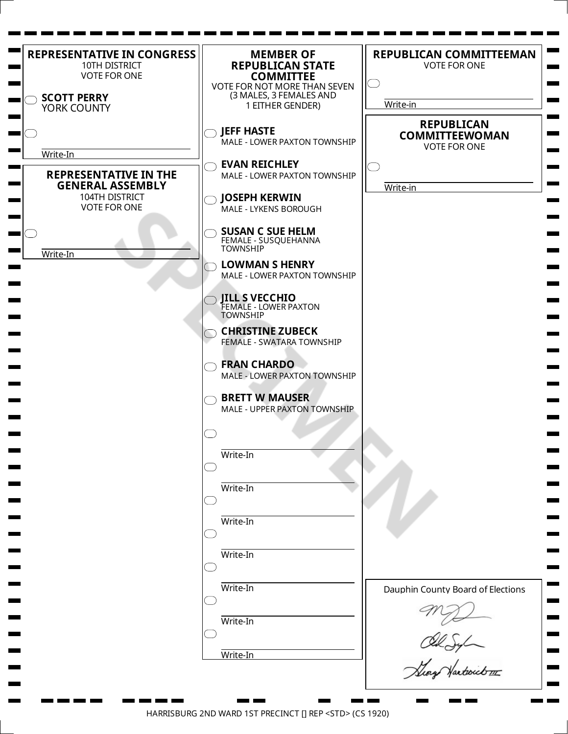## REPRESENTATIVE IN CONGRESS
10TH DISTRICT
VOTE FOR ONE

- **SCOTT PERRY**
  YORK COUNTY
- Write-In

## REPRESENTATIVE IN THE GENERAL ASSEMBLY
104TH DISTRICT
VOTE FOR ONE

- Write-In

## MEMBER OF REPUBLICAN STATE COMMITTEE
VOTE FOR NOT MORE THAN SEVEN
(3 MALES, 3 FEMALES AND 1 EITHER GENDER)

- **JEFF HASTE**
  MALE - LOWER PAXTON TOWNSHIP
- **EVAN REICHLEY**
  MALE - LOWER PAXTON TOWNSHIP
- **JOSEPH KERWIN**
  MALE - LYKENS BOROUGH
- **SUSAN C SUE HELM**
  FEMALE - SUSQUEHANNA TOWNSHIP
- **LOWMAN S HENRY**
  MALE - LOWER PAXTON TOWNSHIP
- **JILL S VECCHIO**
  FEMALE - LOWER PAXTON TOWNSHIP
- **CHRISTINE ZUBECK**
  FEMALE - SWATARA TOWNSHIP
- **FRAN CHARDO**
  MALE - LOWER PAXTON TOWNSHIP
- **BRETT W MAUSER**
  MALE - UPPER PAXTON TOWNSHIP
- Write-In
- Write-In
- Write-In
- Write-In
- Write-In
- Write-In
- Write-In

## REPUBLICAN COMMITTEEMAN
VOTE FOR ONE

- Write-in

## REPUBLICAN COMMITTEEWOMAN
VOTE FOR ONE

- Write-in

SPECIMEN

Dauphin County Board of Elections

HARRISBURG 2ND WARD 1ST PRECINCT [] REP <STD> (CS 1920)